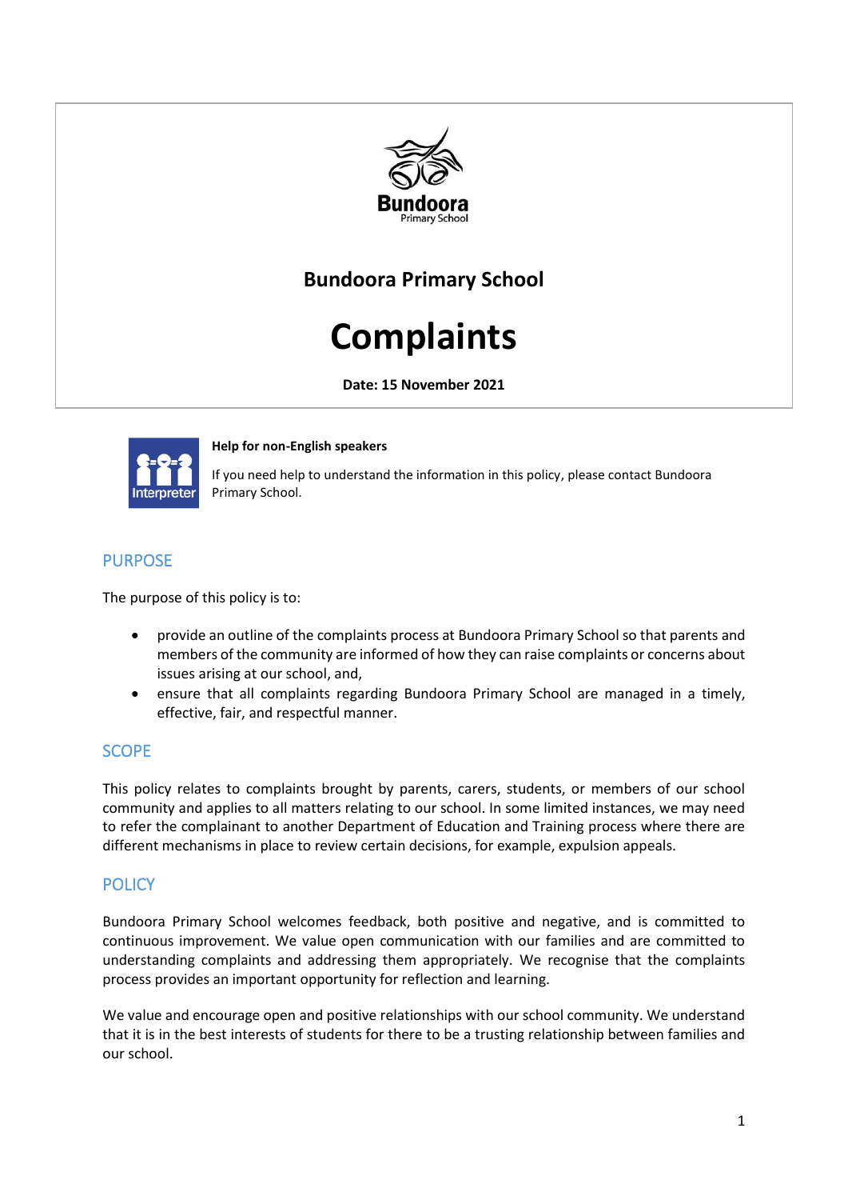Bundoora Primary School

## Bundoora Primary School

# Complaints

**Date: 15 November 2021**

**Help for non-English speakers**

If you need help to understand the information in this policy, please contact Bundoora Primary School.

## PURPOSE

The purpose of this policy is to:

- provide an outline of the complaints process at Bundoora Primary School so that parents and members of the community are informed of how they can raise complaints or concerns about issues arising at our school, and,
- ensure that all complaints regarding Bundoora Primary School are managed in a timely, effective, fair, and respectful manner.

## SCOPE

This policy relates to complaints brought by parents, carers, students, or members of our school community and applies to all matters relating to our school. In some limited instances, we may need to refer the complainant to another Department of Education and Training process where there are different mechanisms in place to review certain decisions, for example, expulsion appeals.

## POLICY

Bundoora Primary School welcomes feedback, both positive and negative, and is committed to continuous improvement. We value open communication with our families and are committed to understanding complaints and addressing them appropriately. We recognise that the complaints process provides an important opportunity for reflection and learning.

We value and encourage open and positive relationships with our school community. We understand that it is in the best interests of students for there to be a trusting relationship between families and our school.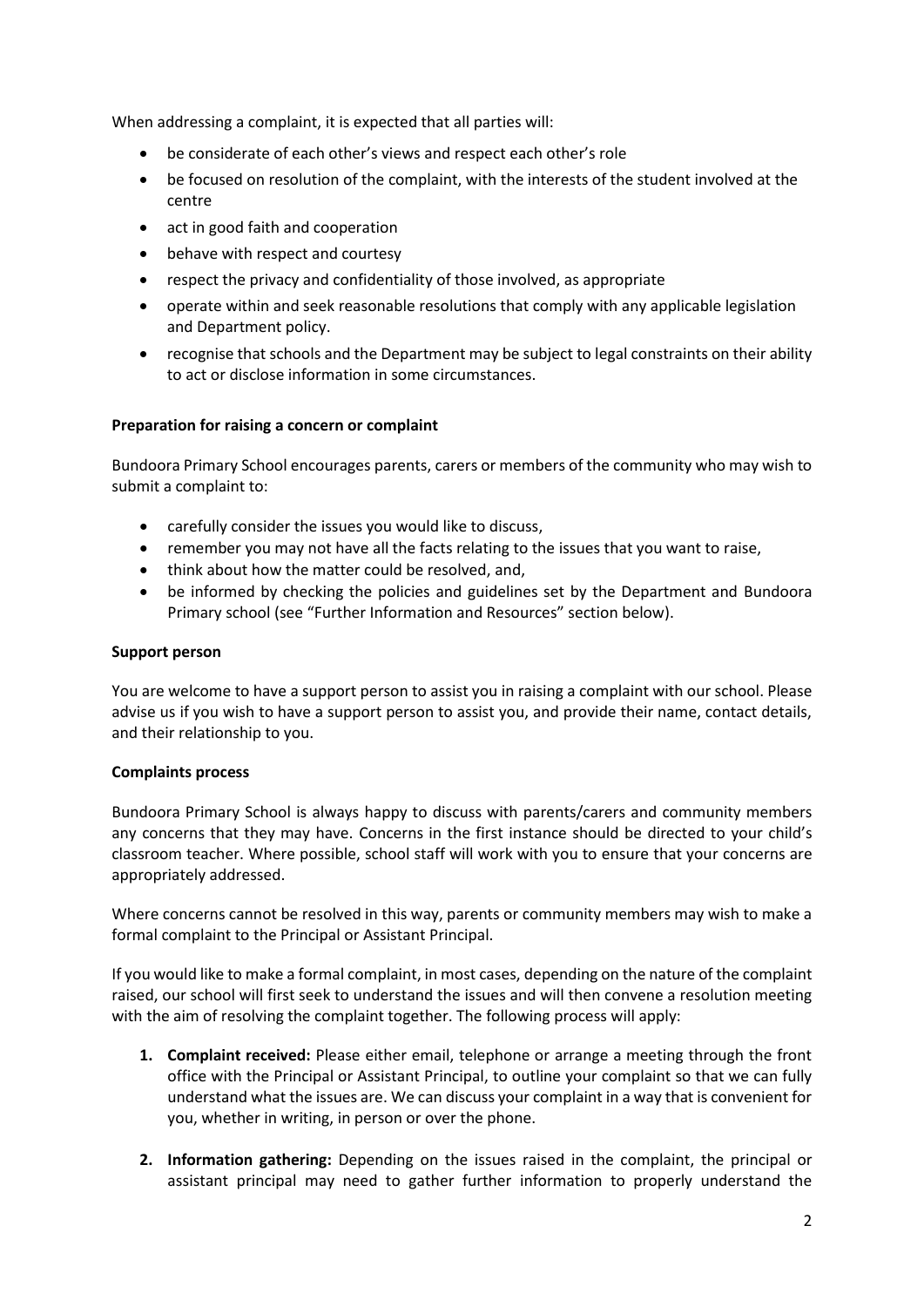When addressing a complaint, it is expected that all parties will:

- be considerate of each other's views and respect each other's role
- be focused on resolution of the complaint, with the interests of the student involved at the centre
- act in good faith and cooperation
- behave with respect and courtesy
- respect the privacy and confidentiality of those involved, as appropriate
- operate within and seek reasonable resolutions that comply with any applicable legislation and Department policy.
- recognise that schools and the Department may be subject to legal constraints on their ability to act or disclose information in some circumstances.

**Preparation for raising a concern or complaint**

Bundoora Primary School encourages parents, carers or members of the community who may wish to submit a complaint to:

- carefully consider the issues you would like to discuss,
- remember you may not have all the facts relating to the issues that you want to raise,
- think about how the matter could be resolved, and,
- be informed by checking the policies and guidelines set by the Department and Bundoora Primary school (see "Further Information and Resources" section below).

**Support person**

You are welcome to have a support person to assist you in raising a complaint with our school. Please advise us if you wish to have a support person to assist you, and provide their name, contact details, and their relationship to you.

**Complaints process**

Bundoora Primary School is always happy to discuss with parents/carers and community members any concerns that they may have. Concerns in the first instance should be directed to your child's classroom teacher. Where possible, school staff will work with you to ensure that your concerns are appropriately addressed.

Where concerns cannot be resolved in this way, parents or community members may wish to make a formal complaint to the Principal or Assistant Principal.

If you would like to make a formal complaint, in most cases, depending on the nature of the complaint raised, our school will first seek to understand the issues and will then convene a resolution meeting with the aim of resolving the complaint together. The following process will apply:

1. **Complaint received:** Please either email, telephone or arrange a meeting through the front office with the Principal or Assistant Principal, to outline your complaint so that we can fully understand what the issues are. We can discuss your complaint in a way that is convenient for you, whether in writing, in person or over the phone.

2. **Information gathering:** Depending on the issues raised in the complaint, the principal or assistant principal may need to gather further information to properly understand the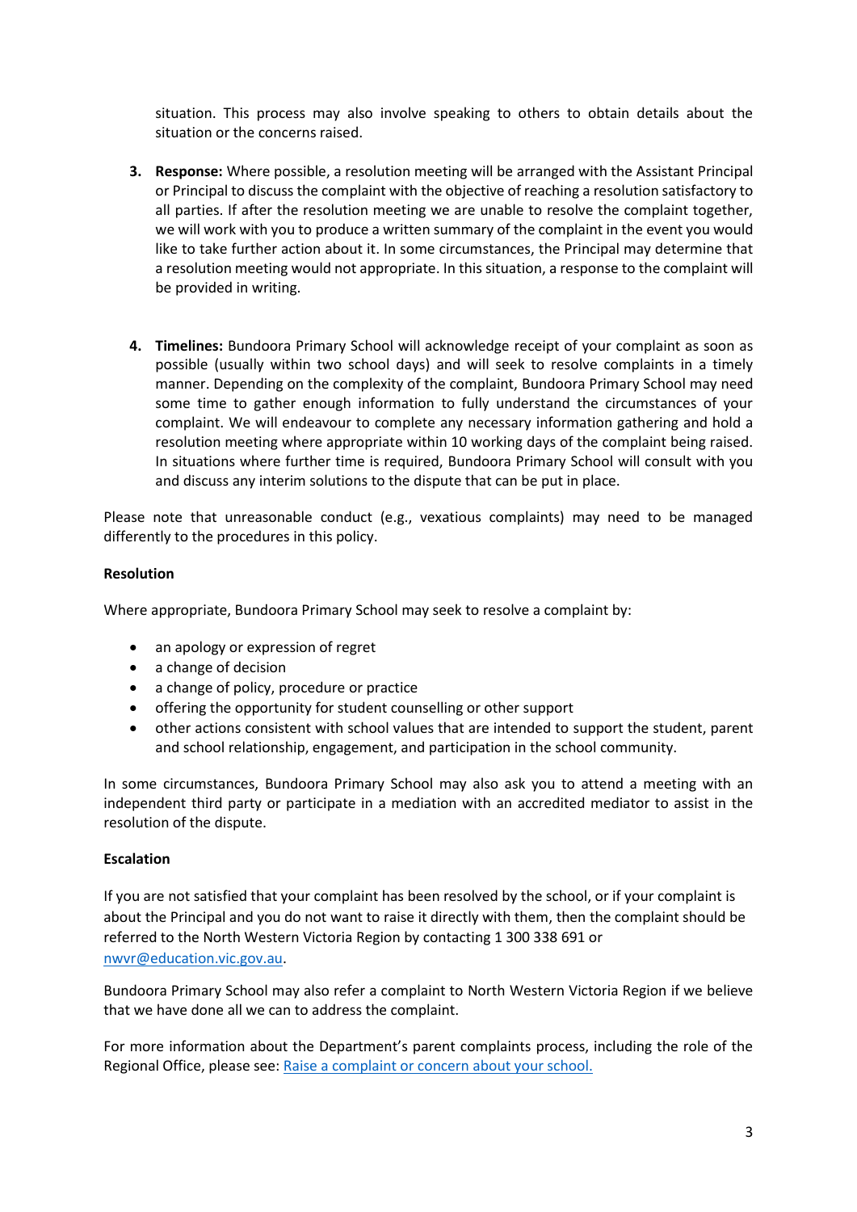situation. This process may also involve speaking to others to obtain details about the situation or the concerns raised.

3. **Response:** Where possible, a resolution meeting will be arranged with the Assistant Principal or Principal to discuss the complaint with the objective of reaching a resolution satisfactory to all parties. If after the resolution meeting we are unable to resolve the complaint together, we will work with you to produce a written summary of the complaint in the event you would like to take further action about it. In some circumstances, the Principal may determine that a resolution meeting would not appropriate. In this situation, a response to the complaint will be provided in writing.

4. **Timelines:** Bundoora Primary School will acknowledge receipt of your complaint as soon as possible (usually within two school days) and will seek to resolve complaints in a timely manner. Depending on the complexity of the complaint, Bundoora Primary School may need some time to gather enough information to fully understand the circumstances of your complaint. We will endeavour to complete any necessary information gathering and hold a resolution meeting where appropriate within 10 working days of the complaint being raised. In situations where further time is required, Bundoora Primary School will consult with you and discuss any interim solutions to the dispute that can be put in place.

Please note that unreasonable conduct (e.g., vexatious complaints) may need to be managed differently to the procedures in this policy.

**Resolution**

Where appropriate, Bundoora Primary School may seek to resolve a complaint by:

- an apology or expression of regret
- a change of decision
- a change of policy, procedure or practice
- offering the opportunity for student counselling or other support
- other actions consistent with school values that are intended to support the student, parent and school relationship, engagement, and participation in the school community.

In some circumstances, Bundoora Primary School may also ask you to attend a meeting with an independent third party or participate in a mediation with an accredited mediator to assist in the resolution of the dispute.

**Escalation**

If you are not satisfied that your complaint has been resolved by the school, or if your complaint is about the Principal and you do not want to raise it directly with them, then the complaint should be referred to the North Western Victoria Region by contacting 1 300 338 691 or nwvr@education.vic.gov.au.

Bundoora Primary School may also refer a complaint to North Western Victoria Region if we believe that we have done all we can to address the complaint.

For more information about the Department's parent complaints process, including the role of the Regional Office, please see: Raise a complaint or concern about your school.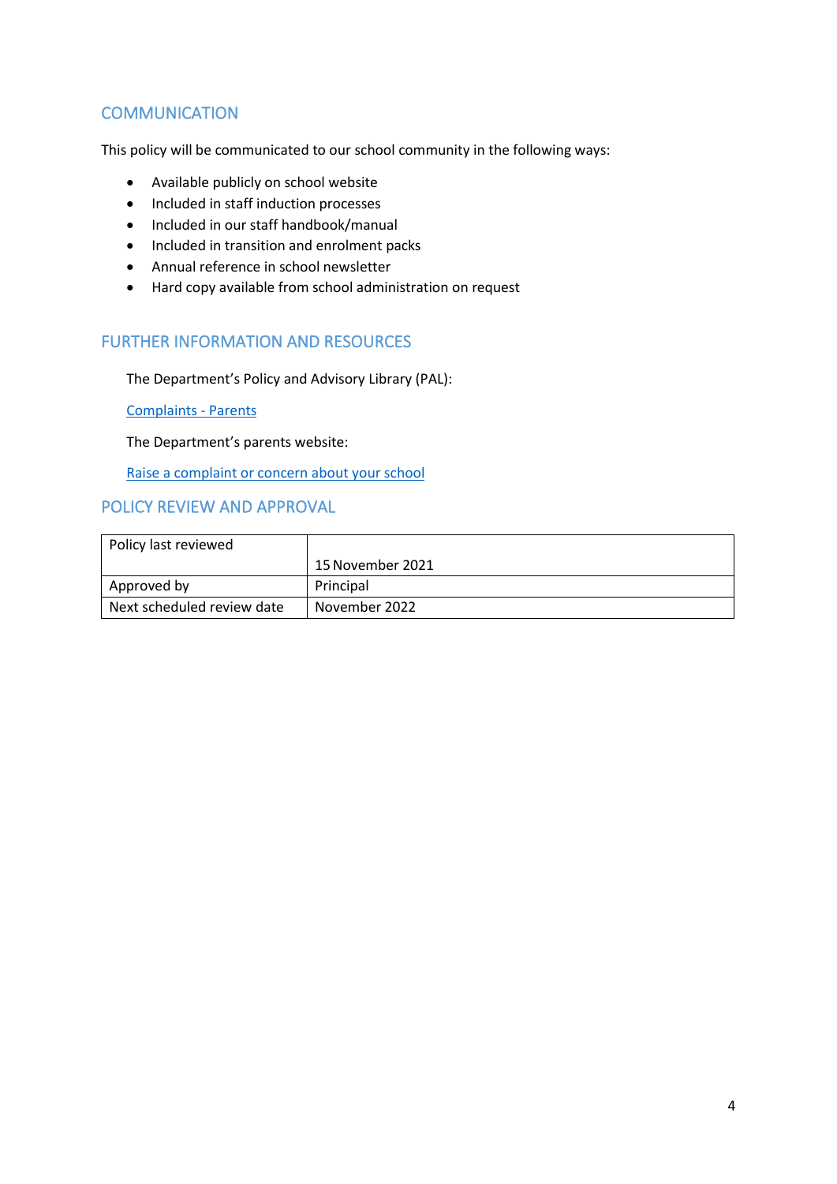## COMMUNICATION

This policy will be communicated to our school community in the following ways:

- Available publicly on school website
- Included in staff induction processes
- Included in our staff handbook/manual
- Included in transition and enrolment packs
- Annual reference in school newsletter
- Hard copy available from school administration on request

## FURTHER INFORMATION AND RESOURCES

The Department's Policy and Advisory Library (PAL):

Complaints - Parents

The Department's parents website:

Raise a complaint or concern about your school

## POLICY REVIEW AND APPROVAL

| | |
|---|---|
| Policy last reviewed | 15 November 2021 |
| Approved by | Principal |
| Next scheduled review date | November 2022 |